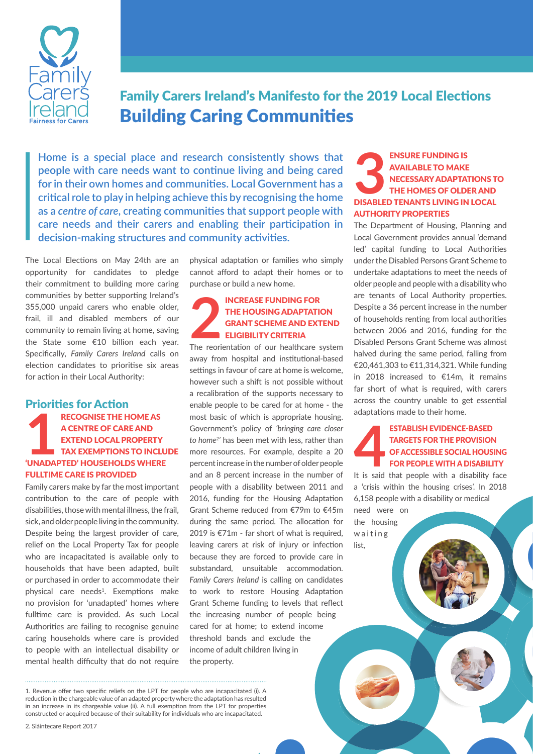Family Carers Ireland

Fairness for Carers

## Family Carers Ireland's Manifesto for the 2019 Local Elections

# Building Caring Communities

**Home is a special place and research consistently shows that people with care needs want to continue living and being cared for in their own homes and communities. Local Government has a critical role to play in helping achieve this by recognising the home as a *centre of care*, creating communities that support people with care needs and their carers and enabling their participation in decision-making structures and community activities.**

The Local Elections on May 24th are an opportunity for candidates to pledge their commitment to building more caring communities by better supporting Ireland's 355,000 unpaid carers who enable older, frail, ill and disabled members of our community to remain living at home, saving the State some €10 billion each year. Specifically, *Family Carers Ireland* calls on election candidates to prioritise six areas for action in their Local Authority:

## Priorities for Action

### 1 RECOGNISE THE HOME AS A CENTRE OF CARE AND EXTEND LOCAL PROPERTY TAX EXEMPTIONS TO INCLUDE 'UNADAPTED' HOUSEHOLDS WHERE FULLTIME CARE IS PROVIDED

Family carers make by far the most important contribution to the care of people with disabilities, those with mental illness, the frail, sick, and older people living in the community. Despite being the largest provider of care, relief on the Local Property Tax for people who are incapacitated is available only to households that have been adapted, built or purchased in order to accommodate their physical care needs[1]. Exemptions make no provision for 'unadapted' homes where fulltime care is provided. As such Local Authorities are failing to recognise genuine caring households where care is provided to people with an intellectual disability or mental health difficulty that do not require physical adaptation or families who simply cannot afford to adapt their homes or to purchase or build a new home.

### 2 INCREASE FUNDING FOR THE HOUSING ADAPTATION GRANT SCHEME AND EXTEND ELIGIBILITY CRITERIA

The reorientation of our healthcare system away from hospital and institutional-based settings in favour of care at home is welcome, however such a shift is not possible without a recalibration of the supports necessary to enable people to be cared for at home - the most basic of which is appropriate housing. Government's policy of *'bringing care closer to home[2]'* has been met with less, rather than more resources. For example, despite a 20 percent increase in the number of older people and an 8 percent increase in the number of people with a disability between 2011 and 2016, funding for the Housing Adaptation Grant Scheme reduced from €79m to €45m during the same period. The allocation for 2019 is €71m - far short of what is required, leaving carers at risk of injury or infection because they are forced to provide care in substandard, unsuitable accommodation. *Family Carers Ireland* is calling on candidates to work to restore Housing Adaptation Grant Scheme funding to levels that reflect the increasing number of people being cared for at home; to extend income threshold bands and exclude the income of adult children living in the property.

### 3 ENSURE FUNDING IS AVAILABLE TO MAKE NECESSARY ADAPTATIONS TO THE HOMES OF OLDER AND DISABLED TENANTS LIVING IN LOCAL AUTHORITY PROPERTIES

The Department of Housing, Planning and Local Government provides annual 'demand led' capital funding to Local Authorities under the Disabled Persons Grant Scheme to undertake adaptations to meet the needs of older people and people with a disability who are tenants of Local Authority properties. Despite a 36 percent increase in the number of households renting from local authorities between 2006 and 2016, funding for the Disabled Persons Grant Scheme was almost halved during the same period, falling from €20,461,303 to €11,314,321. While funding in 2018 increased to €14m, it remains far short of what is required, with carers across the country unable to get essential adaptations made to their home.

### 4 ESTABLISH EVIDENCE-BASED TARGETS FOR THE PROVISION OF ACCESSIBLE SOCIAL HOUSING FOR PEOPLE WITH A DISABILITY

It is said that people with a disability face a 'crisis within the housing crises'. In 2018 6,158 people with a disability or medical need were on the housing waiting list,

---

1. Revenue offer two specific reliefs on the LPT for people who are incapacitated (i). A reduction in the chargeable value of an adapted property where the adaptation has resulted in an increase in its chargeable value (ii). A full exemption from the LPT for properties constructed or acquired because of their suitability for individuals who are incapacitated.

2. Sláintecare Report 2017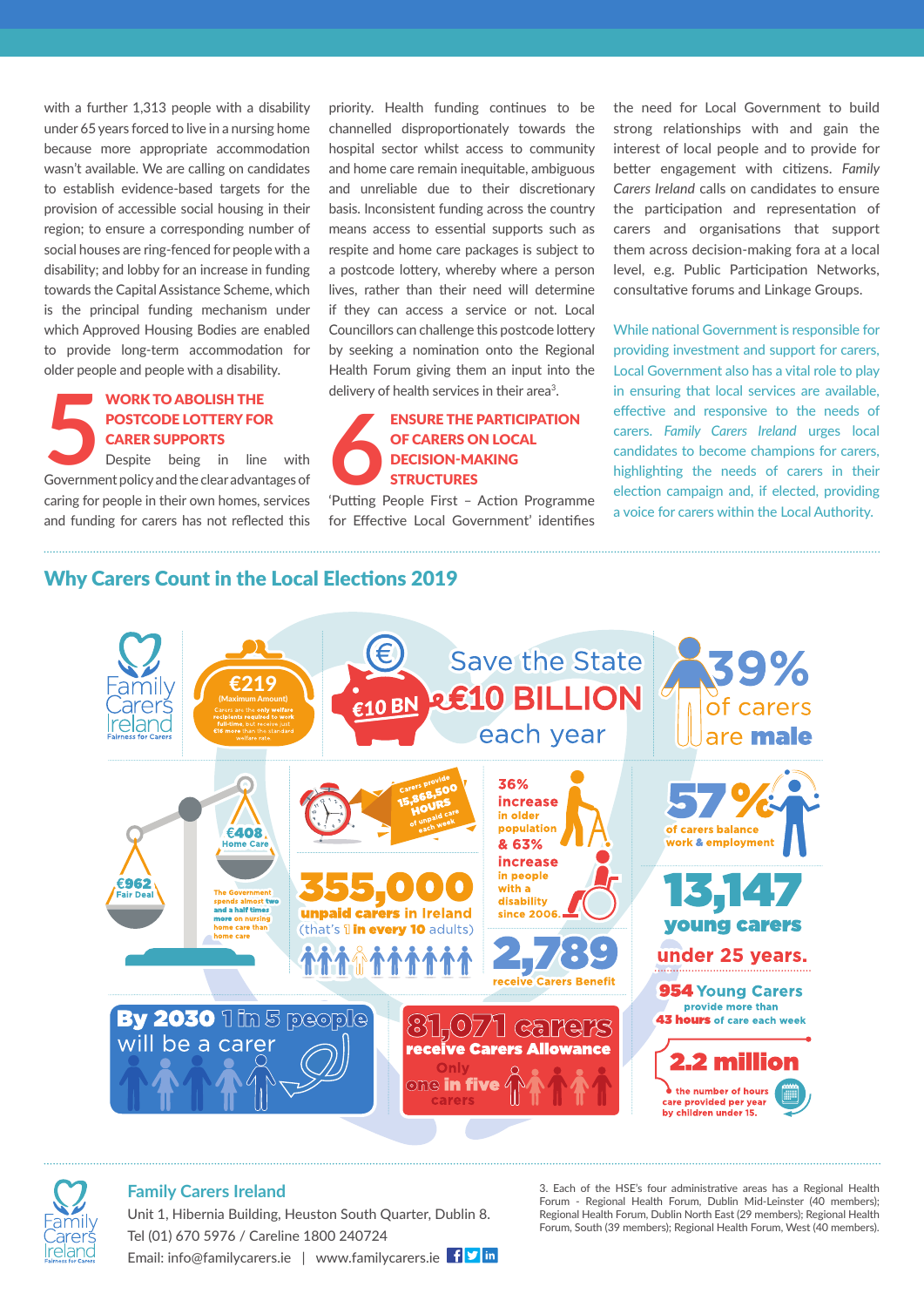with a further 1,313 people with a disability under 65 years forced to live in a nursing home because more appropriate accommodation wasn't available. We are calling on candidates to establish evidence-based targets for the provision of accessible social housing in their region; to ensure a corresponding number of social houses are ring-fenced for people with a disability; and lobby for an increase in funding towards the Capital Assistance Scheme, which is the principal funding mechanism under which Approved Housing Bodies are enabled to provide long-term accommodation for older people and people with a disability.

## 5 WORK TO ABOLISH THE POSTCODE LOTTERY FOR CARER SUPPORTS

Despite being in line with Government policy and the clear advantages of caring for people in their own homes, services and funding for carers has not reflected this priority. Health funding continues to be channelled disproportionately towards the hospital sector whilst access to community and home care remain inequitable, ambiguous and unreliable due to their discretionary basis. Inconsistent funding across the country means access to essential supports such as respite and home care packages is subject to a postcode lottery, whereby where a person lives, rather than their need will determine if they can access a service or not. Local Councillors can challenge this postcode lottery by seeking a nomination onto the Regional Health Forum giving them an input into the delivery of health services in their area[3].

## 6 ENSURE THE PARTICIPATION OF CARERS ON LOCAL DECISION-MAKING STRUCTURES

'Putting People First – Action Programme for Effective Local Government' identifies the need for Local Government to build strong relationships with and gain the interest of local people and to provide for better engagement with citizens. *Family Carers Ireland* calls on candidates to ensure the participation and representation of carers and organisations that support them across decision-making fora at a local level, e.g. Public Participation Networks, consultative forums and Linkage Groups.

While national Government is responsible for providing investment and support for carers, Local Government also has a vital role to play in ensuring that local services are available, effective and responsive to the needs of carers. *Family Carers Ireland* urges local candidates to become champions for carers, highlighting the needs of carers in their election campaign and, if elected, providing a voice for carers within the Local Authority.

## Why Carers Count in the Local Elections 2019

Family Carers Ireland
Fairness for Carers

€219
(Maximum Amount)
Carers are the only welfare recipients required to work full-time, but receive just €16 more than the standard welfare rate.

€10 BN
Save the State €10 BILLION each year

39% of carers are **male**

€962 Fair Deal

€408 Home Care

The Government spends almost two and a half times more on nursing home care than home care

Carers provide 15,868,500 HOURS of unpaid care each week

355,000 unpaid carers in Ireland (that's 1 in every 10 adults)

36% increase in older population & 63% increase in people with a disability since 2006.

2,789 receive Carers Benefit

57% of carers balance work & employment

13,147 young carers under 25 years.

954 Young Carers provide more than 43 hours of care each week

By 2030 1 in 5 people will be a carer

81,071 carers receive Carers Allowance
Only one in five carers

2.2 million the number of hours care provided per year by children under 15.

---

**Family Carers Ireland**
Unit 1, Hibernia Building, Heuston South Quarter, Dublin 8.
Tel (01) 670 5976 / Careline 1800 240724
Email: info@familycarers.ie | www.familycarers.ie

3. Each of the HSE's four administrative areas has a Regional Health Forum - Regional Health Forum, Dublin Mid-Leinster (40 members); Regional Health Forum, Dublin North East (29 members); Regional Health Forum, South (39 members); Regional Health Forum, West (40 members).